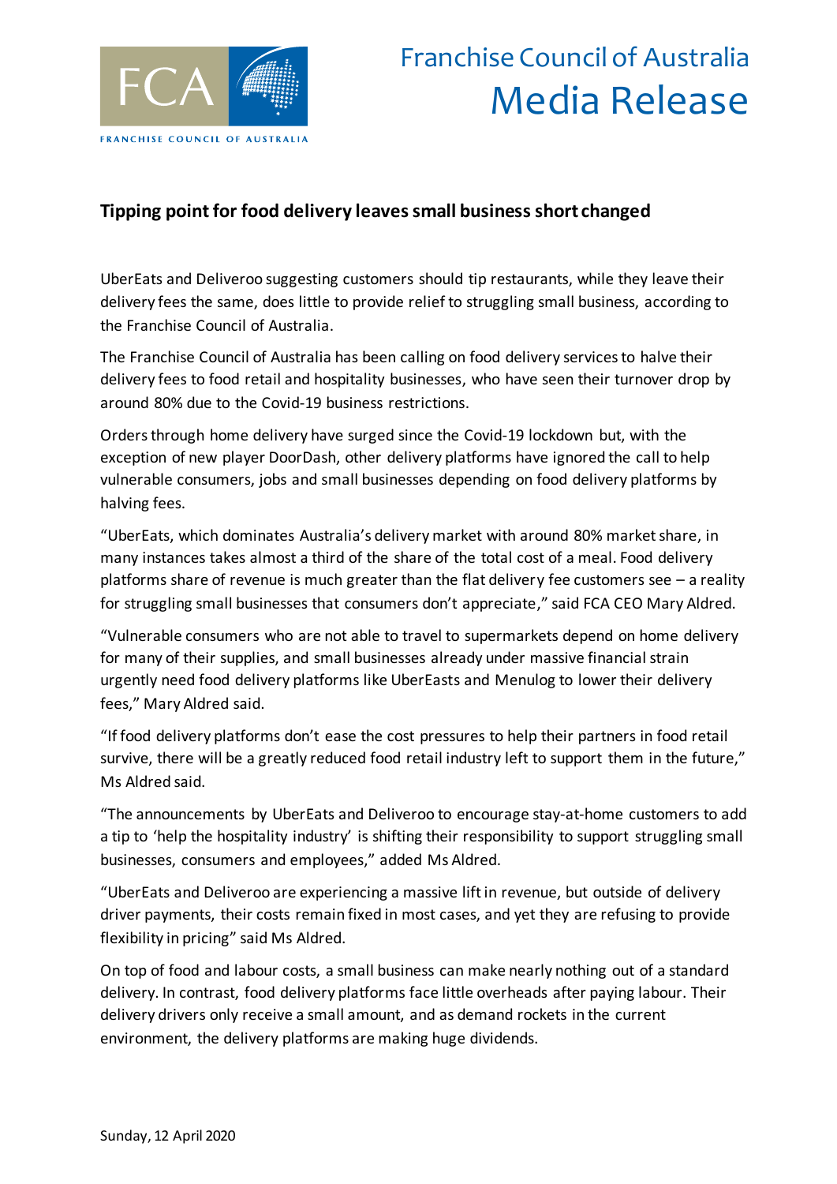# Franchise Council of Australia Media Release

## Tipping point for food delivery leaves small business short changed

UberEats and Deliveroo suggesting customers should tip restaurants, while they leave their delivery fees the same, does little to provide relief to struggling small business, according to the Franchise Council of Australia.

The Franchise Council of Australia has been calling on food delivery services to halve their delivery fees to food retail and hospitality businesses, who have seen their turnover drop by around 80% due to the Covid-19 business restrictions.

Orders through home delivery have surged since the Covid-19 lockdown but, with the exception of new player DoorDash, other delivery platforms have ignored the call to help vulnerable consumers, jobs and small businesses depending on food delivery platforms by halving fees.

"UberEats, which dominates Australia's delivery market with around 80% market share, in many instances takes almost a third of the share of the total cost of a meal. Food delivery platforms share of revenue is much greater than the flat delivery fee customers see – a reality for struggling small businesses that consumers don't appreciate," said FCA CEO Mary Aldred.

"Vulnerable consumers who are not able to travel to supermarkets depend on home delivery for many of their supplies, and small businesses already under massive financial strain urgently need food delivery platforms like UberEasts and Menulog to lower their delivery fees," Mary Aldred said.

"If food delivery platforms don't ease the cost pressures to help their partners in food retail survive, there will be a greatly reduced food retail industry left to support them in the future," Ms Aldred said.

"The announcements by UberEats and Deliveroo to encourage stay-at-home customers to add a tip to 'help the hospitality industry' is shifting their responsibility to support struggling small businesses, consumers and employees," added Ms Aldred.

"UberEats and Deliveroo are experiencing a massive lift in revenue, but outside of delivery driver payments, their costs remain fixed in most cases, and yet they are refusing to provide flexibility in pricing" said Ms Aldred.

On top of food and labour costs, a small business can make nearly nothing out of a standard delivery. In contrast, food delivery platforms face little overheads after paying labour. Their delivery drivers only receive a small amount, and as demand rockets in the current environment, the delivery platforms are making huge dividends.

Sunday, 12 April 2020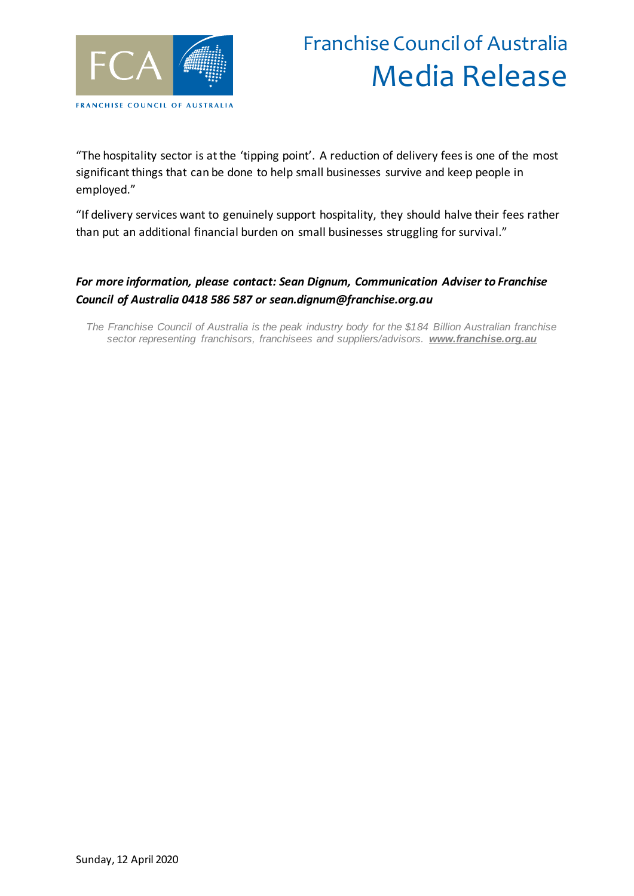"The hospitality sector is at the 'tipping point'. A reduction of delivery fees is one of the most significant things that can be done to help small businesses survive and keep people in employed."

"If delivery services want to genuinely support hospitality, they should halve their fees rather than put an additional financial burden on small businesses struggling for survival."

***For more information, please contact: Sean Dignum, Communication Adviser to Franchise Council of Australia 0418 586 587 or sean.dignum@franchise.org.au***

*The Franchise Council of Australia is the peak industry body for the $184 Billion Australian franchise sector representing franchisors, franchisees and suppliers/advisors.* ***www.franchise.org.au***

Sunday, 12 April 2020